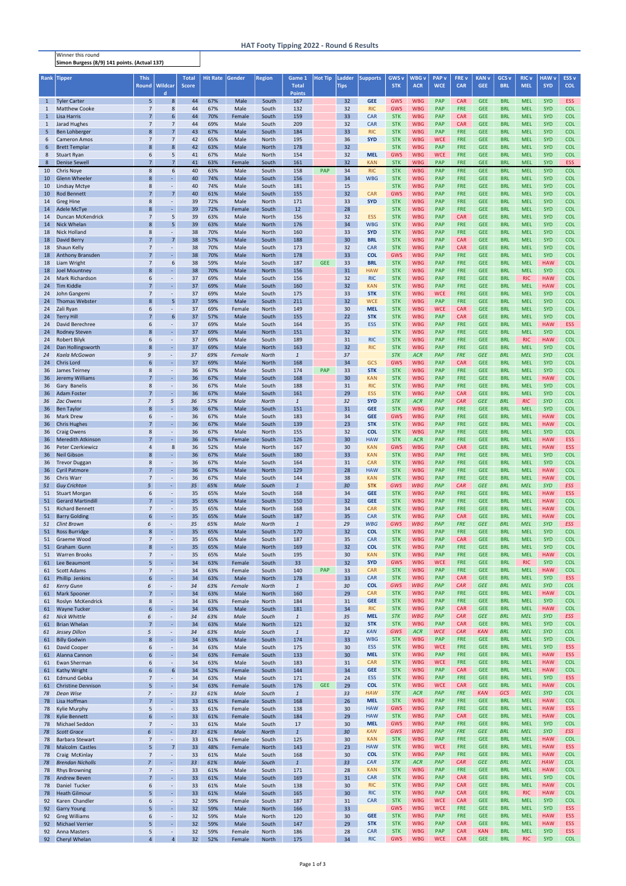# HAT Footy Tipping 2022 - Round 6 Results

| Winner this round |
|---|
| **Simon Burgess (8/9) 141 points. (Actual 137)** |

| Rank | Tipper | This Round | Wildcard | Total Score | Hit Rate | Gender | Region | Game 1 Total Points | Hot Tip | Ladder Tips | Supports | GWS v STK | WBG v ACR | PAP v WCE | FRE v CAR | KAN v GEE | GCS v BRL | RIC v MEL | HAW v SYD | ESS v COL |
|---|---|---|---|---|---|---|---|---|---|---|---|---|---|---|---|---|---|---|---|---|
| 1 | Tyler Carter | 5 | 8 | 44 | 67% | Male | South | 167 | | 32 | GEE | GWS | WBG | PAP | CAR | GEE | BRL | MEL | SYD | ESS |
| 1 | Matthew Cooke | 7 | 8 | 44 | 67% | Male | South | 132 | | 32 | RIC | GWS | WBG | PAP | FRE | GEE | BRL | MEL | SYD | COL |
| 1 | Lisa Harris | 7 | 6 | 44 | 70% | Female | South | 159 | | 33 | CAR | STK | WBG | PAP | CAR | GEE | BRL | MEL | SYD | COL |
| 1 | Jarad Hughes | 7 | 7 | 44 | 69% | Male | South | 209 | | 32 | CAR | STK | WBG | PAP | CAR | GEE | BRL | MEL | SYD | COL |
| 5 | Ben Lohberger | 8 | 7 | 43 | 67% | Male | South | 184 | | 33 | RIC | STK | WBG | PAP | FRE | GEE | BRL | MEL | SYD | COL |
| 6 | Cameron Amos | 7 | 7 | 42 | 65% | Male | North | 195 | | 36 | SYD | STK | WBG | WCE | FRE | GEE | BRL | MEL | SYD | COL |
| 6 | Brett Templar | 8 | 8 | 42 | 63% | Male | North | 178 | | 32 | | STK | WBG | PAP | FRE | GEE | BRL | MEL | SYD | COL |
| 8 | Stuart Ryan | 6 | 5 | 41 | 67% | Male | North | 154 | | 32 | MEL | GWS | WBG | WCE | FRE | GEE | BRL | MEL | SYD | COL |
| 8 | Denise Sewell | 7 | 7 | 41 | 63% | Female | South | 161 | | 32 | KAN | STK | WBG | PAP | FRE | GEE | BRL | MEL | SYD | ESS |
| 10 | Chris Noye | 8 | 6 | 40 | 63% | Male | South | 158 | PAP | 34 | RIC | STK | WBG | PAP | FRE | GEE | BRL | MEL | SYD | COL |
| 10 | Glenn Wheeler | 8 | - | 40 | 74% | Male | South | 156 | | 34 | WBG | STK | WBG | PAP | FRE | GEE | BRL | MEL | SYD | COL |
| 10 | Lindsay Mctye | 8 | - | 40 | 74% | Male | South | 181 | | 15 | | STK | WBG | PAP | FRE | GEE | BRL | MEL | SYD | COL |
| 10 | Rod Bennett | 7 | 7 | 40 | 61% | Male | South | 155 | | 32 | CAR | GWS | WBG | PAP | FRE | GEE | BRL | MEL | SYD | COL |
| 14 | Greg Hine | 8 | - | 39 | 72% | Male | North | 171 | | 33 | SYD | STK | WBG | PAP | FRE | GEE | BRL | MEL | SYD | COL |
| 14 | Adele McTye | 8 | - | 39 | 72% | Female | South | 12 | | 28 | | STK | WBG | PAP | FRE | GEE | BRL | MEL | SYD | COL |
| 14 | Duncan McKendrick | 7 | 5 | 39 | 63% | Male | North | 156 | | 32 | ESS | STK | WBG | PAP | CAR | GEE | BRL | MEL | SYD | COL |
| 14 | Nick Whelan | 8 | 5 | 39 | 63% | Male | North | 176 | | 34 | WBG | STK | WBG | PAP | FRE | GEE | BRL | MEL | SYD | COL |
| 18 | Nick Holland | 8 | - | 38 | 70% | Male | North | 160 | | 33 | SYD | STK | WBG | PAP | FRE | GEE | BRL | MEL | SYD | COL |
| 18 | David Berry | 7 | 7 | 38 | 57% | Male | South | 188 | | 30 | BRL | STK | WBG | PAP | CAR | GEE | BRL | MEL | SYD | COL |
| 18 | Shaun Kelly | 7 | - | 38 | 70% | Male | South | 173 | | 32 | CAR | STK | WBG | PAP | CAR | GEE | BRL | MEL | SYD | COL |
| 18 | Anthony Bransden | 7 | - | 38 | 70% | Male | North | 178 | | 33 | COL | GWS | WBG | PAP | FRE | GEE | BRL | MEL | SYD | COL |
| 18 | Liam Wright | 7 | 6 | 38 | 59% | Male | South | 187 | GEE | 33 | BRL | STK | WBG | PAP | FRE | GEE | BRL | MEL | HAW | COL |
| 18 | Joel Mountney | 8 | - | 38 | 70% | Male | North | 156 | | 31 | HAW | STK | WBG | PAP | FRE | GEE | BRL | MEL | SYD | COL |
| 24 | Mark Richardson | 6 | - | 37 | 69% | Male | South | 156 | | 32 | RIC | STK | WBG | PAP | FRE | GEE | BRL | RIC | HAW | COL |
| 24 | Tim Kiddle | 7 | - | 37 | 69% | Male | South | 160 | | 32 | KAN | STK | WBG | PAP | FRE | GEE | BRL | MEL | HAW | COL |
| 24 | John Gangemi | 7 | - | 37 | 69% | Male | South | 175 | | 33 | STK | STK | WBG | WCE | FRE | GEE | BRL | MEL | SYD | COL |
| 24 | Thomas Webster | 8 | 5 | 37 | 59% | Male | South | 211 | | 32 | WCE | STK | WBG | PAP | FRE | GEE | BRL | MEL | SYD | COL |
| 24 | Zali Ryan | 6 | - | 37 | 69% | Female | North | 149 | | 30 | MEL | STK | WBG | WCE | CAR | GEE | BRL | MEL | SYD | COL |
| 24 | Terry Hill | 7 | 6 | 37 | 57% | Male | South | 155 | | 22 | STK | STK | WBG | PAP | CAR | GEE | BRL | MEL | SYD | COL |
| 24 | David Berechree | 6 | - | 37 | 69% | Male | South | 164 | | 35 | ESS | STK | WBG | PAP | FRE | GEE | BRL | MEL | HAW | ESS |
| 24 | Rodney Steven | 8 | - | 37 | 69% | Male | North | 151 | | 32 | | STK | WBG | PAP | FRE | GEE | BRL | MEL | SYD | COL |
| 24 | Robert Bilyk | 6 | - | 37 | 69% | Male | South | 189 | | 31 | RIC | STK | WBG | PAP | FRE | GEE | BRL | RIC | HAW | COL |
| 24 | Dan Hollingsworth | 8 | - | 37 | 69% | Male | North | 163 | | 32 | RIC | STK | WBG | PAP | FRE | GEE | BRL | MEL | SYD | COL |
| *24* | *Kaela McGowan* | *9* | *-* | *37* | *69%* | *Female* | *North* | *1* | | *37* | | *STK* | *ACR* | *PAP* | *FRE* | *GEE* | *BRL* | *MEL* | *SYD* | *COL* |
| 24 | Chris Lord | 6 | - | 37 | 69% | Male | North | 168 | | 34 | GCS | GWS | WBG | PAP | CAR | GEE | BRL | MEL | SYD | COL |
| 36 | James Teirney | 8 | - | 36 | 67% | Male | South | 174 | PAP | 33 | STK | STK | WBG | PAP | FRE | GEE | BRL | MEL | SYD | COL |
| 36 | Jeremy Williams | 7 | - | 36 | 67% | Male | South | 168 | | 30 | KAN | STK | WBG | PAP | FRE | GEE | BRL | MEL | HAW | COL |
| 36 | Gary Banelis | 8 | - | 36 | 67% | Male | South | 188 | | 31 | RIC | STK | WBG | PAP | FRE | GEE | BRL | MEL | SYD | COL |
| 36 | Adam Foster | 7 | - | 36 | 67% | Male | South | 161 | | 29 | ESS | STK | WBG | PAP | CAR | GEE | BRL | MEL | SYD | COL |
| *36* | *Zac Owens* | *7* | *5* | *36* | *57%* | *Male* | *North* | *1* | | *32* | *SYD* | *STK* | *ACR* | *PAP* | *CAR* | *GEE* | *BRL* | *RIC* | *SYD* | *COL* |
| 36 | Ben Taylor | 8 | - | 36 | 67% | Male | South | 151 | | 31 | GEE | STK | WBG | PAP | FRE | GEE | BRL | MEL | SYD | COL |
| 36 | Mark Drew | 6 | - | 36 | 67% | Male | South | 183 | | 34 | GEE | GWS | WBG | PAP | FRE | GEE | BRL | MEL | HAW | COL |
| 36 | Chris Hughes | 7 | - | 36 | 67% | Male | South | 139 | | 23 | STK | STK | WBG | PAP | FRE | GEE | BRL | MEL | HAW | COL |
| 36 | Craig Owens | 8 | - | 36 | 67% | Male | North | 155 | | 32 | COL | STK | WBG | PAP | FRE | GEE | BRL | MEL | SYD | COL |
| 36 | Meredith Atkinson | 7 | - | 36 | 67% | Female | South | 126 | | 30 | HAW | STK | ACR | PAP | FRE | GEE | BRL | MEL | HAW | ESS |
| 36 | Peter Czerkiewicz | 4 | 8 | 36 | 52% | Male | North | 167 | | 30 | KAN | GWS | WBG | PAP | CAR | GEE | BRL | MEL | HAW | ESS |
| 36 | Neil Gibson | 8 | - | 36 | 67% | Male | South | 180 | | 33 | KAN | STK | WBG | PAP | FRE | GEE | BRL | MEL | SYD | COL |
| 36 | Trevor Duggan | 8 | - | 36 | 67% | Male | South | 164 | | 31 | CAR | STK | WBG | PAP | FRE | GEE | BRL | MEL | SYD | COL |
| 36 | Cyril Patmore | 7 | - | 36 | 67% | Male | North | 129 | | 28 | HAW | STK | WBG | PAP | FRE | GEE | BRL | MEL | HAW | COL |
| 36 | Chris Warr | 7 | - | 36 | 67% | Male | South | 144 | | 38 | KAN | STK | WBG | PAP | FRE | GEE | BRL | MEL | HAW | COL |
| *51* | *Guy Crichton* | *5* | *-* | *35* | *65%* | *Male* | *South* | *1* | | *30* | *STK* | *GWS* | *WBG* | *PAP* | *CAR* | *GEE* | *BRL* | *MEL* | *SYD* | *ESS* |
| 51 | Stuart Morgan | 6 | - | 35 | 65% | Male | South | 168 | | 34 | GEE | STK | WBG | PAP | FRE | GEE | BRL | MEL | HAW | ESS |
| 51 | Gerard Martindill | 7 | - | 35 | 65% | Male | South | 150 | | 32 | GEE | STK | WBG | PAP | FRE | GEE | BRL | MEL | HAW | COL |
| 51 | Richard Bennett | 7 | - | 35 | 65% | Male | North | 168 | | 34 | CAR | STK | WBG | PAP | FRE | GEE | BRL | MEL | HAW | COL |
| 51 | Barry Golding | 6 | - | 35 | 65% | Male | South | 187 | | 35 | CAR | STK | WBG | PAP | CAR | GEE | BRL | MEL | HAW | COL |
| *51* | *Clint Brown* | *6* | *-* | *35* | *65%* | *Male* | *North* | *1* | | *29* | *WBG* | *GWS* | *WBG* | *PAP* | *FRE* | *GEE* | *BRL* | *MEL* | *SYD* | *ESS* |
| 51 | Ross Burridge | 8 | - | 35 | 65% | Male | South | 170 | | 32 | COL | STK | WBG | PAP | FRE | GEE | BRL | MEL | SYD | COL |
| 51 | Graeme Wood | 7 | - | 35 | 65% | Male | South | 187 | | 35 | CAR | STK | WBG | PAP | CAR | GEE | BRL | MEL | SYD | COL |
| 51 | Graham Gunn | 8 | - | 35 | 65% | Male | North | 169 | | 32 | COL | STK | WBG | PAP | FRE | GEE | BRL | MEL | SYD | COL |
| 51 | Warren Brooks | 7 | - | 35 | 65% | Male | South | 195 | | 30 | KAN | STK | WBG | PAP | FRE | GEE | BRL | MEL | HAW | COL |
| 61 | Lee Beaumont | 5 | - | 34 | 63% | Female | South | 33 | | 32 | SYD | GWS | WBG | WCE | FRE | GEE | BRL | RIC | SYD | COL |
| 61 | Scott Adams | 7 | - | 34 | 63% | Female | South | 140 | PAP | 33 | CAR | STK | WBG | PAP | FRE | GEE | BRL | MEL | HAW | COL |
| 61 | Phillip Jenkins | 6 | - | 34 | 63% | Male | North | 178 | | 33 | CAR | STK | WBG | PAP | CAR | GEE | BRL | MEL | SYD | ESS |
| *61* | *Kerry Gunn* | *6* | *-* | *34* | *63%* | *Female* | *North* | *1* | | *30* | *COL* | *GWS* | *WBG* | *PAP* | *CAR* | *GEE* | *BRL* | *MEL* | *SYD* | *COL* |
| 61 | Mark Spooner | 7 | - | 34 | 63% | Male | North | 160 | | 29 | CAR | STK | WBG | PAP | FRE | GEE | BRL | MEL | HAW | COL |
| 61 | Roslyn McKendrick | 8 | - | 34 | 63% | Female | North | 184 | | 31 | GEE | STK | WBG | PAP | FRE | GEE | BRL | MEL | SYD | COL |
| 61 | Wayne Tucker | 6 | - | 34 | 63% | Male | South | 181 | | 34 | RIC | STK | WBG | PAP | CAR | GEE | BRL | MEL | HAW | COL |
| *61* | *Nick Whittle* | *6* | *-* | *34* | *63%* | *Male* | *South* | *1* | | *35* | *MEL* | *STK* | *WBG* | *PAP* | *CAR* | *GEE* | *BRL* | *MEL* | *SYD* | *ESS* |
| 61 | Brian Whelan | 7 | - | 34 | 63% | Male | North | 121 | | 32 | STK | STK | WBG | PAP | CAR | GEE | BRL | MEL | SYD | COL |
| *61* | *Jessey Dillon* | *5* | *-* | *34* | *63%* | *Male* | *South* | *1* | | *32* | *KAN* | *GWS* | *ACR* | *WCE* | *CAR* | *KAN* | *BRL* | *MEL* | *SYD* | *COL* |
| 61 | Billy Godwin | 8 | - | 34 | 63% | Male | South | 174 | | 33 | WBG | STK | WBG | PAP | FRE | GEE | BRL | MEL | SYD | COL |
| 61 | David Cooper | 6 | - | 34 | 63% | Male | South | 175 | | 30 | ESS | STK | WBG | WCE | FRE | GEE | BRL | MEL | SYD | ESS |
| 61 | Alanna Cannon | 6 | - | 34 | 63% | Female | South | 133 | | 30 | MEL | STK | WBG | PAP | FRE | GEE | BRL | MEL | HAW | ESS |
| 61 | Ewan Sherman | 6 | - | 34 | 63% | Male | South | 183 | | 31 | CAR | STK | WBG | WCE | FRE | GEE | BRL | MEL | HAW | COL |
| 61 | Kathy Wright | 6 | 6 | 34 | 52% | Female | South | 144 | | 34 | GEE | STK | WBG | PAP | CAR | GEE | BRL | MEL | HAW | COL |
| 61 | Edmund Gebka | 7 | - | 34 | 63% | Male | South | 171 | | 24 | ESS | STK | WBG | PAP | FRE | GEE | BRL | MEL | SYD | ESS |
| 61 | Christine Dennison | 5 | - | 34 | 63% | Female | South | 176 | GEE | 29 | COL | STK | WBG | WCE | CAR | GEE | BRL | MEL | HAW | COL |
| *78* | *Dean Wise* | *7* | *-* | *33* | *61%* | *Male* | *South* | *1* | | *33* | *HAW* | *STK* | *ACR* | *PAP* | *FRE* | *KAN* | *GCS* | *MEL* | *SYD* | *COL* |
| 78 | Lisa Hoffman | 7 | - | 33 | 61% | Female | South | 168 | | 26 | MEL | STK | WBG | PAP | FRE | GEE | BRL | MEL | HAW | COL |
| 78 | Kylie Murphy | 5 | - | 33 | 61% | Female | South | 138 | | 30 | HAW | GWS | WBG | PAP | FRE | GEE | BRL | MEL | HAW | ESS |
| 78 | Kylie Bennett | 6 | - | 33 | 61% | Female | South | 184 | | 29 | HAW | STK | WBG | PAP | CAR | GEE | BRL | MEL | HAW | COL |
| 78 | Michael Seddon | 7 | - | 33 | 61% | Male | South | 17 | | 30 | MEL | GWS | WBG | PAP | FRE | GEE | BRL | MEL | SYD | COL |
| *78* | *Scott Grace* | *6* | *-* | *33* | *61%* | *Male* | *North* | *1* | | *30* | *KAN* | *GWS* | *WBG* | *PAP* | *FRE* | *GEE* | *BRL* | *MEL* | *SYD* | *ESS* |
| 78 | Barbara Stewart | 7 | - | 33 | 61% | Female | South | 125 | | 30 | KAN | STK | WBG | PAP | FRE | GEE | BRL | MEL | HAW | COL |
| 78 | Malcolm Castles | 5 | 7 | 33 | 48% | Female | North | 143 | | 23 | HAW | STK | WBG | WCE | FRE | GEE | BRL | MEL | HAW | ESS |
| 78 | Craig McKinlay | 7 | - | 33 | 61% | Male | South | 168 | | 30 | COL | STK | WBG | PAP | FRE | GEE | BRL | MEL | HAW | COL |
| *78* | *Brendan Nicholls* | *7* | *-* | *33* | *61%* | *Male* | *South* | *1* | | *33* | *CAR* | *STK* | *ACR* | *PAP* | *CAR* | *GEE* | *BRL* | *MEL* | *HAW* | *COL* |
| 78 | Rhys Browning | 7 | - | 33 | 61% | Male | South | 171 | | 28 | KAN | STK | WBG | PAP | FRE | GEE | BRL | MEL | HAW | COL |
| 78 | Andrew Beven | 7 | - | 33 | 61% | Male | South | 169 | | 31 | CAR | STK | WBG | PAP | CAR | GEE | BRL | MEL | SYD | COL |
| 78 | Daniel Tucker | 6 | - | 33 | 61% | Male | South | 138 | | 30 | RIC | STK | WBG | PAP | CAR | GEE | BRL | MEL | HAW | COL |
| 78 | Heath Gilmour | 5 | - | 33 | 61% | Male | South | 165 | | 30 | RIC | STK | WBG | PAP | CAR | GEE | BRL | RIC | HAW | COL |
| 92 | Karen Chandler | 6 | - | 32 | 59% | Female | South | 187 | | 31 | CAR | STK | WBG | WCE | CAR | GEE | BRL | MEL | SYD | COL |
| 92 | Garry Young | 5 | - | 32 | 59% | Male | North | 166 | | 33 | | GWS | WBG | WCE | FRE | GEE | BRL | MEL | SYD | ESS |
| 92 | Greg Williams | 6 | - | 32 | 59% | Male | North | 120 | | 30 | GEE | STK | WBG | PAP | FRE | GEE | BRL | MEL | HAW | ESS |
| 92 | Michael Verrier | 5 | - | 32 | 59% | Male | South | 147 | | 29 | STK | STK | WBG | PAP | CAR | GEE | BRL | MEL | HAW | ESS |
| 92 | Anna Masters | 5 | - | 32 | 59% | Female | North | 186 | | 28 | CAR | STK | WBG | PAP | CAR | KAN | BRL | MEL | SYD | ESS |
| 92 | Cheryl Whelan | 4 | 4 | 32 | 52% | Female | North | 175 | | 34 | RIC | GWS | WBG | WCE | CAR | GEE | BRL | RIC | SYD | COL |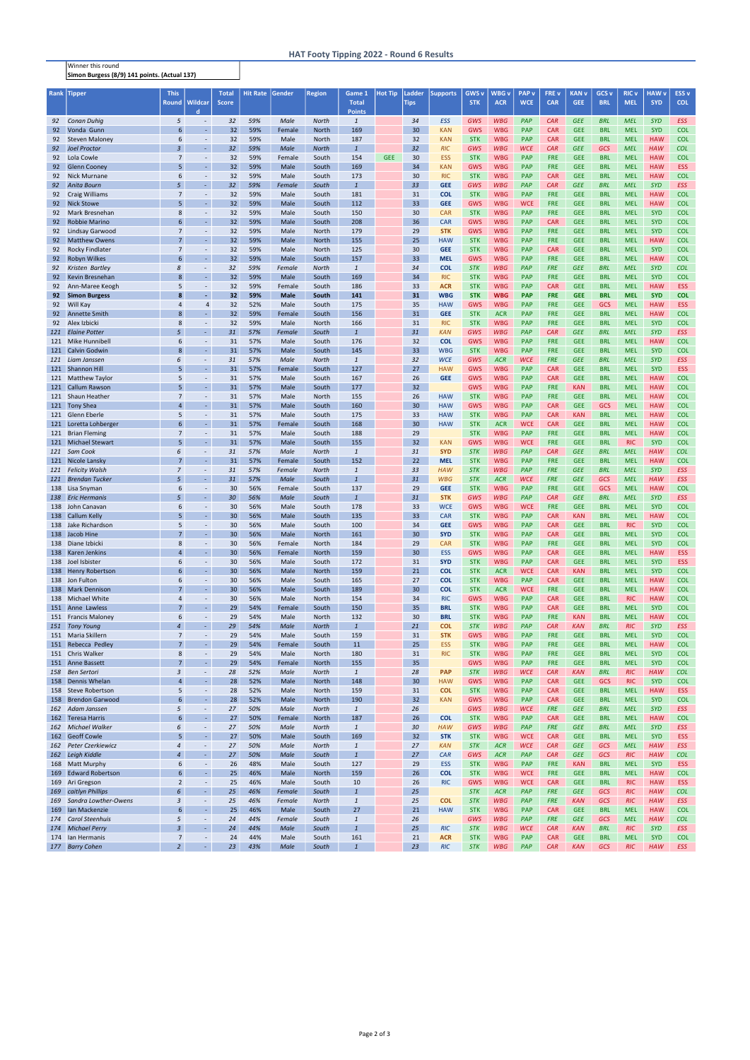## HAT Footy Tipping 2022 - Round 6 Results

Winner this round
**Simon Burgess (8/9) 141 points. (Actual 137)**

| Rank | Tipper | This Round | Wildcard | Total Score | Hit Rate | Gender | Region | Game 1 Total Points | Hot Tip | Ladder Tips | Supports | GWS v STK | WBG v ACR | PAP v WCE | FRE v CAR | KAN v GEE | GCS v BRL | RIC v MEL | HAW v SYD | ESS v COL |
|---|---|---|---|---|---|---|---|---|---|---|---|---|---|---|---|---|---|---|---|---|
| 92 | *Conan Duhig* | *5* | - | *32* | *59%* | *Male* | *North* | *1* | | *34* | *ESS* | *GWS* | *WBG* | *PAP* | *CAR* | *GEE* | *BRL* | *MEL* | *SYD* | *ESS* |
| 92 | Vonda Gunn | 6 | - | 32 | 59% | Female | North | 169 | | 30 | KAN | GWS | WBG | PAP | CAR | GEE | BRL | MEL | SYD | COL |
| 92 | Steven Maloney | 6 | - | 32 | 59% | Male | North | 187 | | 32 | KAN | STK | WBG | PAP | CAR | GEE | BRL | MEL | HAW | COL |
| 92 | *Joel Proctor* | *3* | - | *32* | *59%* | *Male* | *North* | *1* | | *32* | *RIC* | *GWS* | *WBG* | *WCE* | *CAR* | *GEE* | *GCS* | *MEL* | *HAW* | *COL* |
| 92 | Lola Cowle | 7 | - | 32 | 59% | Female | South | 154 | GEE | 30 | ESS | STK | WBG | PAP | FRE | GEE | BRL | MEL | HAW | COL |
| 92 | Glenn Cooney | 5 | - | 32 | 59% | Male | South | 169 | | 34 | KAN | GWS | WBG | PAP | FRE | GEE | BRL | MEL | HAW | ESS |
| 92 | Nick Murnane | 6 | - | 32 | 59% | Male | South | 173 | | 30 | RIC | STK | WBG | PAP | CAR | GEE | BRL | MEL | HAW | COL |
| 92 | *Anita Bourn* | *5* | - | *32* | *59%* | *Female* | *South* | *1* | | *33* | *GEE* | *GWS* | *WBG* | *PAP* | *CAR* | *GEE* | *BRL* | *MEL* | *SYD* | *ESS* |
| 92 | Craig Williams | 7 | - | 32 | 59% | Male | South | 181 | | 31 | COL | STK | WBG | PAP | FRE | GEE | BRL | MEL | HAW | COL |
| 92 | Nick Stowe | 5 | - | 32 | 59% | Male | South | 112 | | 33 | GEE | GWS | WBG | WCE | FRE | GEE | BRL | MEL | HAW | COL |
| 92 | Mark Bresnehan | 8 | - | 32 | 59% | Male | South | 150 | | 30 | CAR | STK | WBG | PAP | FRE | GEE | BRL | MEL | SYD | COL |
| 92 | Robbie Marino | 6 | - | 32 | 59% | Male | South | 208 | | 36 | CAR | GWS | WBG | PAP | CAR | GEE | BRL | MEL | SYD | COL |
| 92 | Lindsay Garwood | 7 | - | 32 | 59% | Male | North | 179 | | 29 | STK | GWS | WBG | PAP | FRE | GEE | BRL | MEL | SYD | COL |
| 92 | Matthew Owens | 7 | - | 32 | 59% | Male | North | 155 | | 25 | HAW | STK | WBG | PAP | FRE | GEE | BRL | MEL | HAW | COL |
| 92 | Rocky Findlater | 7 | - | 32 | 59% | Male | North | 125 | | 30 | GEE | STK | WBG | PAP | CAR | GEE | BRL | MEL | SYD | COL |
| 92 | Robyn Wilkes | 6 | - | 32 | 59% | Male | South | 157 | | 33 | MEL | GWS | WBG | PAP | FRE | GEE | BRL | MEL | HAW | COL |
| 92 | *Kristen Bartley* | *8* | - | *32* | *59%* | *Female* | *North* | *1* | | *34* | *COL* | *STK* | *WBG* | *PAP* | *FRE* | *GEE* | *BRL* | *MEL* | *SYD* | *COL* |
| 92 | Kevin Bresnehan | 8 | - | 32 | 59% | Male | South | 169 | | 34 | RIC | STK | WBG | PAP | FRE | GEE | BRL | MEL | SYD | COL |
| 92 | Ann-Maree Keogh | 5 | - | 32 | 59% | Female | South | 186 | | 33 | ACR | STK | WBG | PAP | CAR | GEE | BRL | MEL | HAW | ESS |
| 92 | **Simon Burgess** | **8** | - | **32** | **59%** | **Male** | **South** | **141** | | **31** | **WBG** | **STK** | **WBG** | **PAP** | **FRE** | **GEE** | **BRL** | **MEL** | **SYD** | **COL** |
| 92 | Will Kay | 4 | 4 | 32 | 52% | Male | South | 175 | | 35 | HAW | GWS | WBG | PAP | FRE | GEE | GCS | MEL | HAW | ESS |
| 92 | Annette Smith | 8 | - | 32 | 59% | Female | South | 156 | | 31 | GEE | STK | ACR | PAP | FRE | GEE | BRL | MEL | HAW | COL |
| 92 | Alex Izbicki | 8 | - | 32 | 59% | Male | North | 166 | | 31 | RIC | STK | WBG | PAP | FRE | GEE | BRL | MEL | SYD | COL |
| 121 | *Elaine Potter* | *5* | - | *31* | *57%* | *Female* | *South* | *1* | | *31* | *KAN* | *GWS* | *WBG* | *PAP* | *CAR* | *GEE* | *BRL* | *MEL* | *SYD* | *ESS* |
| 121 | Mike Hunnibell | 6 | - | 31 | 57% | Male | South | 176 | | 32 | COL | GWS | WBG | PAP | FRE | GEE | BRL | MEL | HAW | COL |
| 121 | Calvin Godwin | 8 | - | 31 | 57% | Male | South | 145 | | 33 | WBG | STK | WBG | PAP | FRE | GEE | BRL | MEL | SYD | COL |
| 121 | *Liam Janssen* | *6* | - | *31* | *57%* | *Male* | *North* | *1* | | *32* | *WCE* | *GWS* | *ACR* | *WCE* | *FRE* | *GEE* | *BRL* | *MEL* | *SYD* | *ESS* |
| 121 | Shannon Hill | 5 | - | 31 | 57% | Female | South | 127 | | 27 | HAW | GWS | WBG | PAP | CAR | GEE | BRL | MEL | SYD | ESS |
| 121 | Matthew Taylor | 5 | - | 31 | 57% | Male | South | 167 | | 26 | GEE | GWS | WBG | PAP | CAR | GEE | BRL | MEL | HAW | COL |
| 121 | Callum Rawson | 5 | - | 31 | 57% | Male | South | 177 | | 32 | | GWS | WBG | PAP | FRE | KAN | BRL | MEL | HAW | COL |
| 121 | Shaun Heather | 7 | - | 31 | 57% | Male | North | 155 | | 26 | HAW | STK | WBG | PAP | FRE | GEE | BRL | MEL | HAW | COL |
| 121 | Tony Shea | 4 | - | 31 | 57% | Male | South | 160 | | 30 | HAW | GWS | WBG | PAP | CAR | GEE | GCS | MEL | HAW | COL |
| 121 | Glenn Eberle | 5 | - | 31 | 57% | Male | South | 175 | | 33 | HAW | STK | WBG | PAP | CAR | KAN | BRL | MEL | HAW | COL |
| 121 | Loretta Lohberger | 6 | - | 31 | 57% | Female | South | 168 | | 30 | HAW | STK | ACR | WCE | CAR | GEE | BRL | MEL | HAW | COL |
| 121 | Brian Fleming | 7 | - | 31 | 57% | Male | South | 188 | | 29 | | STK | WBG | PAP | FRE | GEE | BRL | MEL | HAW | COL |
| 121 | Michael Stewart | 5 | - | 31 | 57% | Male | South | 155 | | 32 | KAN | GWS | WBG | WCE | FRE | GEE | BRL | RIC | SYD | COL |
| 121 | *Sam Cook* | *6* | - | *31* | *57%* | *Male* | *North* | *1* | | *31* | *SYD* | *STK* | *WBG* | *PAP* | *CAR* | *GEE* | *BRL* | *MEL* | *HAW* | *COL* |
| 121 | Nicole Lansky | 7 | - | 31 | 57% | Female | South | 152 | | 22 | MEL | STK | WBG | PAP | FRE | GEE | BRL | MEL | HAW | COL |
| 121 | *Felicity Walsh* | *7* | - | *31* | *57%* | *Female* | *North* | *1* | | *33* | *HAW* | *STK* | *WBG* | *PAP* | *FRE* | *GEE* | *BRL* | *MEL* | *SYD* | *ESS* |
| 121 | *Brendan Tucker* | *5* | - | *31* | *57%* | *Male* | *South* | *1* | | *31* | *WBG* | *STK* | *ACR* | *WCE* | *FRE* | *GEE* | *GCS* | *MEL* | *HAW* | *ESS* |
| 138 | Lisa Snyman | 6 | - | 30 | 56% | Female | South | 137 | | 29 | GEE | STK | WBG | PAP | FRE | GEE | GCS | MEL | HAW | COL |
| 138 | *Eric Hermanis* | *5* | - | *30* | *56%* | *Male* | *South* | *1* | | *31* | *STK* | *GWS* | *WBG* | *PAP* | *CAR* | *GEE* | *BRL* | *MEL* | *SYD* | *ESS* |
| 138 | John Canavan | 6 | - | 30 | 56% | Male | South | 178 | | 33 | WCE | GWS | WBG | WCE | FRE | GEE | BRL | MEL | SYD | COL |
| 138 | Callum Kelly | 5 | - | 30 | 56% | Male | South | 135 | | 33 | CAR | STK | WBG | PAP | CAR | KAN | BRL | MEL | HAW | COL |
| 138 | Jake Richardson | 5 | - | 30 | 56% | Male | South | 100 | | 34 | GEE | GWS | WBG | PAP | CAR | GEE | BRL | RIC | SYD | COL |
| 138 | Jacob Hine | 7 | - | 30 | 56% | Male | North | 161 | | 30 | SYD | STK | WBG | PAP | CAR | GEE | BRL | MEL | SYD | COL |
| 138 | Diane Izbicki | 8 | - | 30 | 56% | Female | North | 184 | | 29 | CAR | STK | WBG | PAP | FRE | GEE | BRL | MEL | SYD | COL |
| 138 | Karen Jenkins | 4 | - | 30 | 56% | Female | North | 159 | | 30 | ESS | GWS | WBG | PAP | CAR | GEE | BRL | MEL | HAW | ESS |
| 138 | Joel Isbister | 6 | - | 30 | 56% | Male | South | 172 | | 31 | SYD | STK | WBG | PAP | CAR | GEE | BRL | MEL | SYD | ESS |
| 138 | Henry Robertson | 6 | - | 30 | 56% | Male | North | 159 | | 21 | COL | STK | ACR | WCE | CAR | KAN | BRL | MEL | SYD | COL |
| 138 | Jon Fulton | 6 | - | 30 | 56% | Male | South | 165 | | 27 | COL | STK | WBG | PAP | CAR | GEE | BRL | MEL | HAW | COL |
| 138 | Mark Dennison | 7 | - | 30 | 56% | Male | South | 189 | | 30 | COL | STK | ACR | WCE | FRE | GEE | BRL | MEL | HAW | COL |
| 138 | Michael White | 4 | - | 30 | 56% | Male | North | 154 | | 34 | RIC | GWS | WBG | PAP | CAR | GEE | BRL | RIC | HAW | COL |
| 151 | Anne Lawless | 7 | - | 29 | 54% | Female | South | 150 | | 35 | BRL | STK | WBG | PAP | CAR | GEE | BRL | MEL | SYD | COL |
| 151 | Francis Maloney | 6 | - | 29 | 54% | Male | North | 132 | | 30 | BRL | STK | WBG | PAP | FRE | KAN | BRL | MEL | HAW | COL |
| 151 | *Tony Young* | *4* | - | *29* | *54%* | *Male* | *North* | *1* | | *21* | *COL* | *STK* | *WBG* | *PAP* | *CAR* | *KAN* | *BRL* | *RIC* | *SYD* | *ESS* |
| 151 | Maria Skillern | 7 | - | 29 | 54% | Male | South | 159 | | 31 | STK | GWS | WBG | PAP | FRE | GEE | BRL | MEL | SYD | COL |
| 151 | Rebecca Pedley | 7 | - | 29 | 54% | Female | South | 11 | | 25 | ESS | STK | WBG | PAP | FRE | GEE | BRL | MEL | HAW | COL |
| 151 | Chris Walker | 8 | - | 29 | 54% | Male | North | 180 | | 31 | RIC | STK | WBG | PAP | FRE | GEE | BRL | MEL | SYD | COL |
| 151 | Anne Bassett | 7 | - | 29 | 54% | Female | North | 155 | | 35 | | GWS | WBG | PAP | FRE | GEE | BRL | MEL | SYD | COL |
| 158 | *Ben Sertori* | *3* | - | *28* | *52%* | *Male* | *North* | *1* | | *28* | *PAP* | *STK* | *WBG* | *WCE* | *CAR* | *KAN* | *BRL* | *RIC* | *HAW* | *COL* |
| 158 | Dennis Whelan | 4 | - | 28 | 52% | Male | North | 148 | | 30 | HAW | GWS | WBG | PAP | CAR | GEE | GCS | RIC | SYD | COL |
| 158 | Steve Robertson | 5 | - | 28 | 52% | Male | North | 159 | | 31 | COL | STK | WBG | PAP | CAR | GEE | BRL | MEL | HAW | ESS |
| 158 | Brendon Garwood | 6 | - | 28 | 52% | Male | North | 190 | | 32 | KAN | GWS | WBG | PAP | CAR | GEE | BRL | MEL | SYD | COL |
| 162 | *Adam Janssen* | *5* | - | *27* | *50%* | *Male* | *North* | *1* | | *26* | | *GWS* | *WBG* | *WCE* | *FRE* | *GEE* | *BRL* | *MEL* | *SYD* | *ESS* |
| 162 | Teresa Harris | 6 | - | 27 | 50% | Female | North | 187 | | 26 | COL | STK | WBG | PAP | CAR | GEE | BRL | MEL | HAW | COL |
| 162 | *Michael Walker* | *6* | - | *27* | *50%* | *Male* | *North* | *1* | | *30* | *HAW* | *GWS* | *WBG* | *PAP* | *FRE* | *GEE* | *BRL* | *MEL* | *SYD* | *ESS* |
| 162 | Geoff Cowle | 5 | - | 27 | 50% | Male | South | 169 | | 32 | STK | STK | WBG | WCE | CAR | GEE | BRL | MEL | SYD | ESS |
| 162 | *Peter Czerkiewicz* | *4* | - | *27* | *50%* | *Male* | *North* | *1* | | *27* | *KAN* | *STK* | *ACR* | *WCE* | *CAR* | *GEE* | *GCS* | *MEL* | *HAW* | *ESS* |
| 162 | *Leigh Kiddle* | *4* | - | *27* | *50%* | *Male* | *South* | *1* | | *27* | *CAR* | *GWS* | *ACR* | *PAP* | *CAR* | *GEE* | *GCS* | *RIC* | *HAW* | *COL* |
| 168 | Matt Murphy | 6 | - | 26 | 48% | Male | South | 127 | | 29 | ESS | STK | WBG | PAP | FRE | KAN | BRL | MEL | SYD | ESS |
| 169 | Edward Robertson | 6 | - | 25 | 46% | Male | North | 159 | | 26 | COL | STK | WBG | WCE | FRE | GEE | BRL | MEL | HAW | COL |
| 169 | Ari Gregson | 2 | - | 25 | 46% | Male | South | 10 | | 26 | RIC | GWS | WBG | WCE | CAR | GEE | BRL | RIC | HAW | ESS |
| 169 | *caitlyn Phillips* | *6* | - | *25* | *46%* | *Female* | *South* | *1* | | *25* | | *STK* | *ACR* | *PAP* | *FRE* | *GEE* | *GCS* | *RIC* | *HAW* | *COL* |
| 169 | *Sandra Lowther-Owens* | *3* | - | *25* | *46%* | *Female* | *North* | *1* | | *25* | *COL* | *STK* | *WBG* | *PAP* | *FRE* | *KAN* | *GCS* | *RIC* | *HAW* | *ESS* |
| 169 | Ian Mackenzie | 6 | - | 25 | 46% | Male | South | 27 | | 21 | HAW | STK | WBG | PAP | CAR | GEE | BRL | MEL | HAW | COL |
| 174 | *Carol Steenhuis* | *5* | - | *24* | *44%* | *Female* | *South* | *1* | | *26* | | *GWS* | *WBG* | *PAP* | *FRE* | *GEE* | *GCS* | *MEL* | *HAW* | *COL* |
| 174 | *Michael Perry* | *3* | - | *24* | *44%* | *Male* | *South* | *1* | | *25* | *RIC* | *STK* | *WBG* | *WCE* | *CAR* | *KAN* | *BRL* | *RIC* | *SYD* | *ESS* |
| 174 | Ian Hermanis | 7 | - | 24 | 44% | Male | South | 161 | | 21 | ACR | STK | WBG | PAP | CAR | GEE | BRL | MEL | SYD | COL |
| 177 | *Barry Cohen* | *2* | - | *23* | *43%* | *Male* | *South* | *1* | | *23* | *RIC* | *STK* | *WBG* | *PAP* | *CAR* | *KAN* | *GCS* | *RIC* | *HAW* | *ESS* |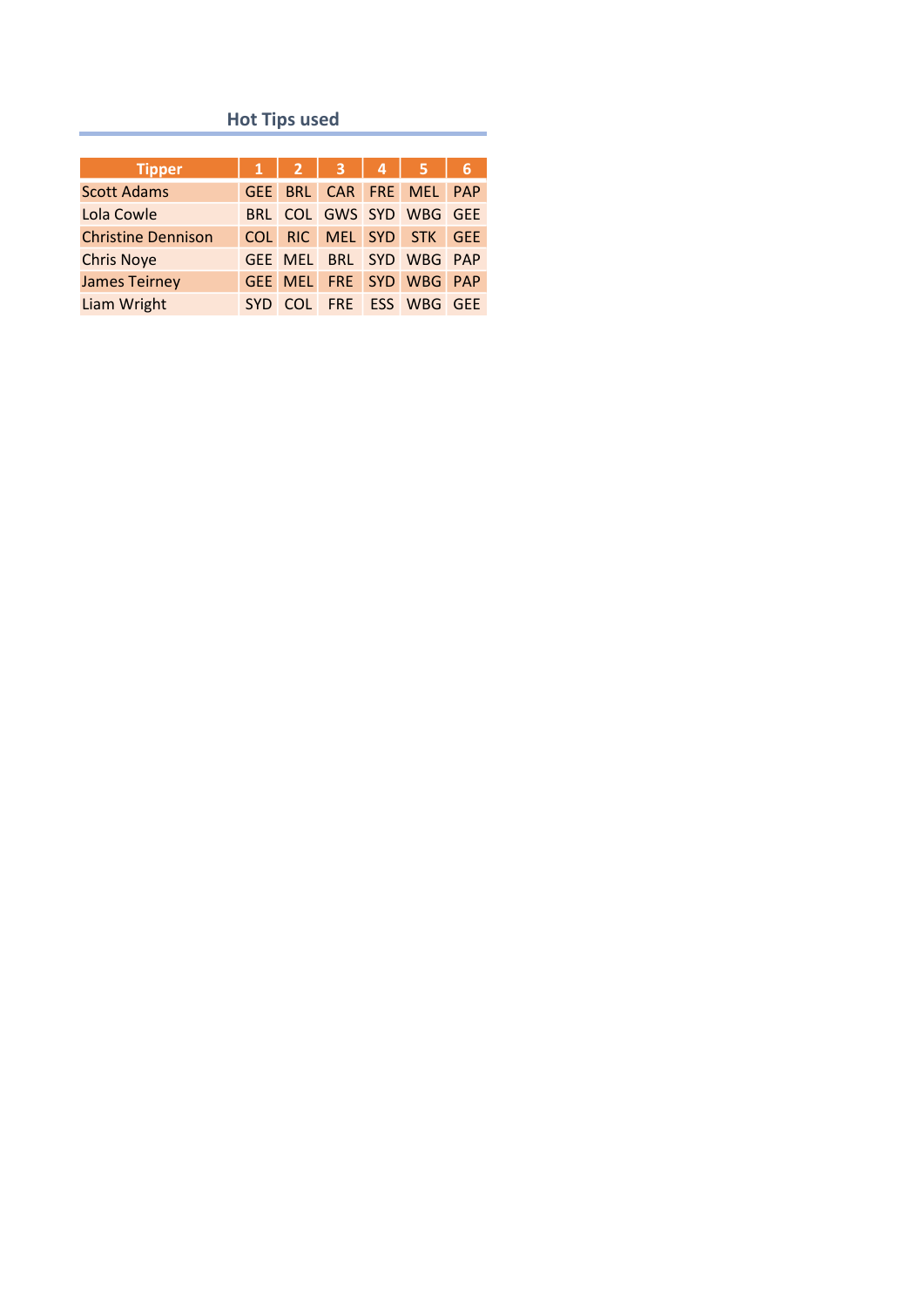## Hot Tips used

| Tipper | 1 | 2 | 3 | 4 | 5 | 6 |
|---|---|---|---|---|---|---|
| Scott Adams | GEE | BRL | CAR | FRE | MEL | PAP |
| Lola Cowle | BRL | COL | GWS | SYD | WBG | GEE |
| Christine Dennison | COL | RIC | MEL | SYD | STK | GEE |
| Chris Noye | GEE | MEL | BRL | SYD | WBG | PAP |
| James Teirney | GEE | MEL | FRE | SYD | WBG | PAP |
| Liam Wright | SYD | COL | FRE | ESS | WBG | GEE |